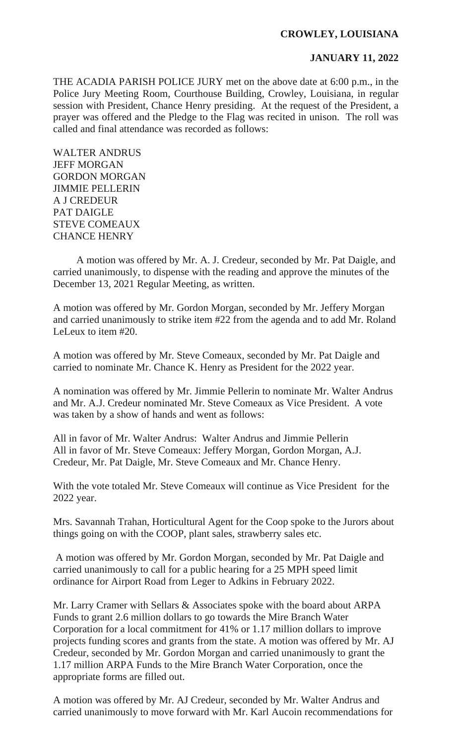**CROWLEY, LOUISIANA**

**JANUARY 11, 2022**

THE ACADIA PARISH POLICE JURY met on the above date at 6:00 p.m., in the Police Jury Meeting Room, Courthouse Building, Crowley, Louisiana, in regular session with President, Chance Henry presiding. At the request of the President, a prayer was offered and the Pledge to the Flag was recited in unison. The roll was called and final attendance was recorded as follows:

WALTER ANDRUS
JEFF MORGAN
GORDON MORGAN
JIMMIE PELLERIN
A J CREDEUR
PAT DAIGLE
STEVE COMEAUX
CHANCE HENRY

A motion was offered by Mr. A. J. Credeur, seconded by Mr. Pat Daigle, and carried unanimously, to dispense with the reading and approve the minutes of the December 13, 2021 Regular Meeting, as written.

A motion was offered by Mr. Gordon Morgan, seconded by Mr. Jeffery Morgan and carried unanimously to strike item #22 from the agenda and to add Mr. Roland LeLeux to item #20.

A motion was offered by Mr. Steve Comeaux, seconded by Mr. Pat Daigle and carried to nominate Mr. Chance K. Henry as President for the 2022 year.

A nomination was offered by Mr. Jimmie Pellerin to nominate Mr. Walter Andrus and Mr. A.J. Credeur nominated Mr. Steve Comeaux as Vice President. A vote was taken by a show of hands and went as follows:

All in favor of Mr. Walter Andrus: Walter Andrus and Jimmie Pellerin
All in favor of Mr. Steve Comeaux: Jeffery Morgan, Gordon Morgan, A.J. Credeur, Mr. Pat Daigle, Mr. Steve Comeaux and Mr. Chance Henry.

With the vote totaled Mr. Steve Comeaux will continue as Vice President for the 2022 year.

Mrs. Savannah Trahan, Horticultural Agent for the Coop spoke to the Jurors about things going on with the COOP, plant sales, strawberry sales etc.

A motion was offered by Mr. Gordon Morgan, seconded by Mr. Pat Daigle and carried unanimously to call for a public hearing for a 25 MPH speed limit ordinance for Airport Road from Leger to Adkins in February 2022.

Mr. Larry Cramer with Sellars & Associates spoke with the board about ARPA Funds to grant 2.6 million dollars to go towards the Mire Branch Water Corporation for a local commitment for 41% or 1.17 million dollars to improve projects funding scores and grants from the state. A motion was offered by Mr. AJ Credeur, seconded by Mr. Gordon Morgan and carried unanimously to grant the 1.17 million ARPA Funds to the Mire Branch Water Corporation, once the appropriate forms are filled out.

A motion was offered by Mr. AJ Credeur, seconded by Mr. Walter Andrus and carried unanimously to move forward with Mr. Karl Aucoin recommendations for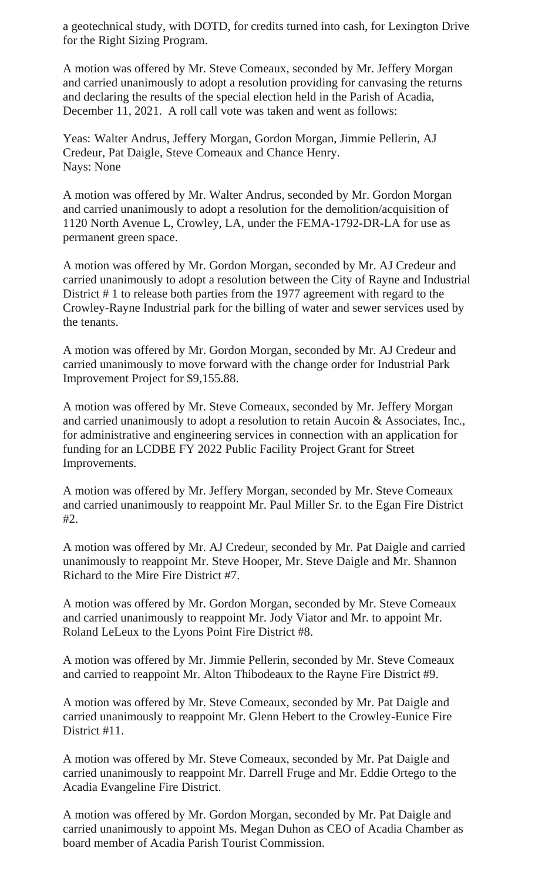a geotechnical study, with DOTD, for credits turned into cash, for Lexington Drive for the Right Sizing Program.

A motion was offered by Mr. Steve Comeaux, seconded by Mr. Jeffery Morgan and carried unanimously to adopt a resolution providing for canvasing the returns and declaring the results of the special election held in the Parish of Acadia, December 11, 2021. A roll call vote was taken and went as follows:

Yeas: Walter Andrus, Jeffery Morgan, Gordon Morgan, Jimmie Pellerin, AJ Credeur, Pat Daigle, Steve Comeaux and Chance Henry.
Nays: None

A motion was offered by Mr. Walter Andrus, seconded by Mr. Gordon Morgan and carried unanimously to adopt a resolution for the demolition/acquisition of 1120 North Avenue L, Crowley, LA, under the FEMA-1792-DR-LA for use as permanent green space.

A motion was offered by Mr. Gordon Morgan, seconded by Mr. AJ Credeur and carried unanimously to adopt a resolution between the City of Rayne and Industrial District # 1 to release both parties from the 1977 agreement with regard to the Crowley-Rayne Industrial park for the billing of water and sewer services used by the tenants.

A motion was offered by Mr. Gordon Morgan, seconded by Mr. AJ Credeur and carried unanimously to move forward with the change order for Industrial Park Improvement Project for $9,155.88.

A motion was offered by Mr. Steve Comeaux, seconded by Mr. Jeffery Morgan and carried unanimously to adopt a resolution to retain Aucoin & Associates, Inc., for administrative and engineering services in connection with an application for funding for an LCDBE FY 2022 Public Facility Project Grant for Street Improvements.

A motion was offered by Mr. Jeffery Morgan, seconded by Mr. Steve Comeaux and carried unanimously to reappoint Mr. Paul Miller Sr. to the Egan Fire District #2.

A motion was offered by Mr. AJ Credeur, seconded by Mr. Pat Daigle and carried unanimously to reappoint Mr. Steve Hooper, Mr. Steve Daigle and Mr. Shannon Richard to the Mire Fire District #7.

A motion was offered by Mr. Gordon Morgan, seconded by Mr. Steve Comeaux and carried unanimously to reappoint Mr. Jody Viator and Mr. to appoint Mr. Roland LeLeux to the Lyons Point Fire District #8.

A motion was offered by Mr. Jimmie Pellerin, seconded by Mr. Steve Comeaux and carried to reappoint Mr. Alton Thibodeaux to the Rayne Fire District #9.

A motion was offered by Mr. Steve Comeaux, seconded by Mr. Pat Daigle and carried unanimously to reappoint Mr. Glenn Hebert to the Crowley-Eunice Fire District #11.

A motion was offered by Mr. Steve Comeaux, seconded by Mr. Pat Daigle and carried unanimously to reappoint Mr. Darrell Fruge and Mr. Eddie Ortego to the Acadia Evangeline Fire District.

A motion was offered by Mr. Gordon Morgan, seconded by Mr. Pat Daigle and carried unanimously to appoint Ms. Megan Duhon as CEO of Acadia Chamber as board member of Acadia Parish Tourist Commission.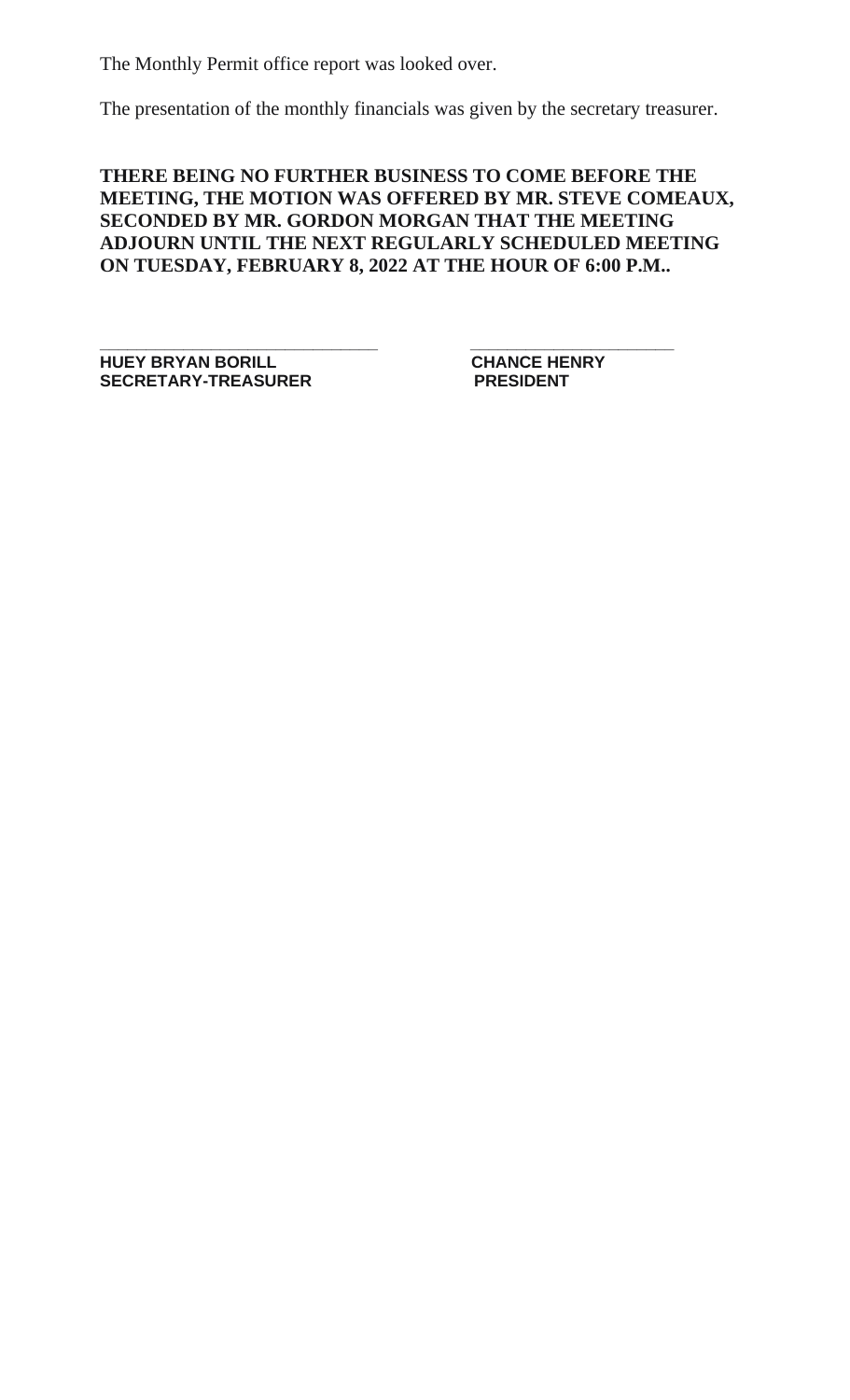The Monthly Permit office report was looked over.

The presentation of the monthly financials was given by the secretary treasurer.

**THERE BEING NO FURTHER BUSINESS TO COME BEFORE THE MEETING, THE MOTION WAS OFFERED BY MR. STEVE COMEAUX, SECONDED BY MR. GORDON MORGAN THAT THE MEETING ADJOURN UNTIL THE NEXT REGULARLY SCHEDULED MEETING ON TUESDAY, FEBRUARY 8, 2022 AT THE HOUR OF 6:00 P.M..**

| | |
|---|---|
| \_\_\_\_\_\_\_\_\_\_\_\_\_\_\_\_\_\_\_\_\_\_\_\_\_\_\_\_ | \_\_\_\_\_\_\_\_\_\_\_\_\_\_\_\_\_\_\_\_\_\_\_\_ |
| **HUEY BRYAN BORILL** | **CHANCE HENRY** |
| **SECRETARY-TREASURER** | **PRESIDENT** |